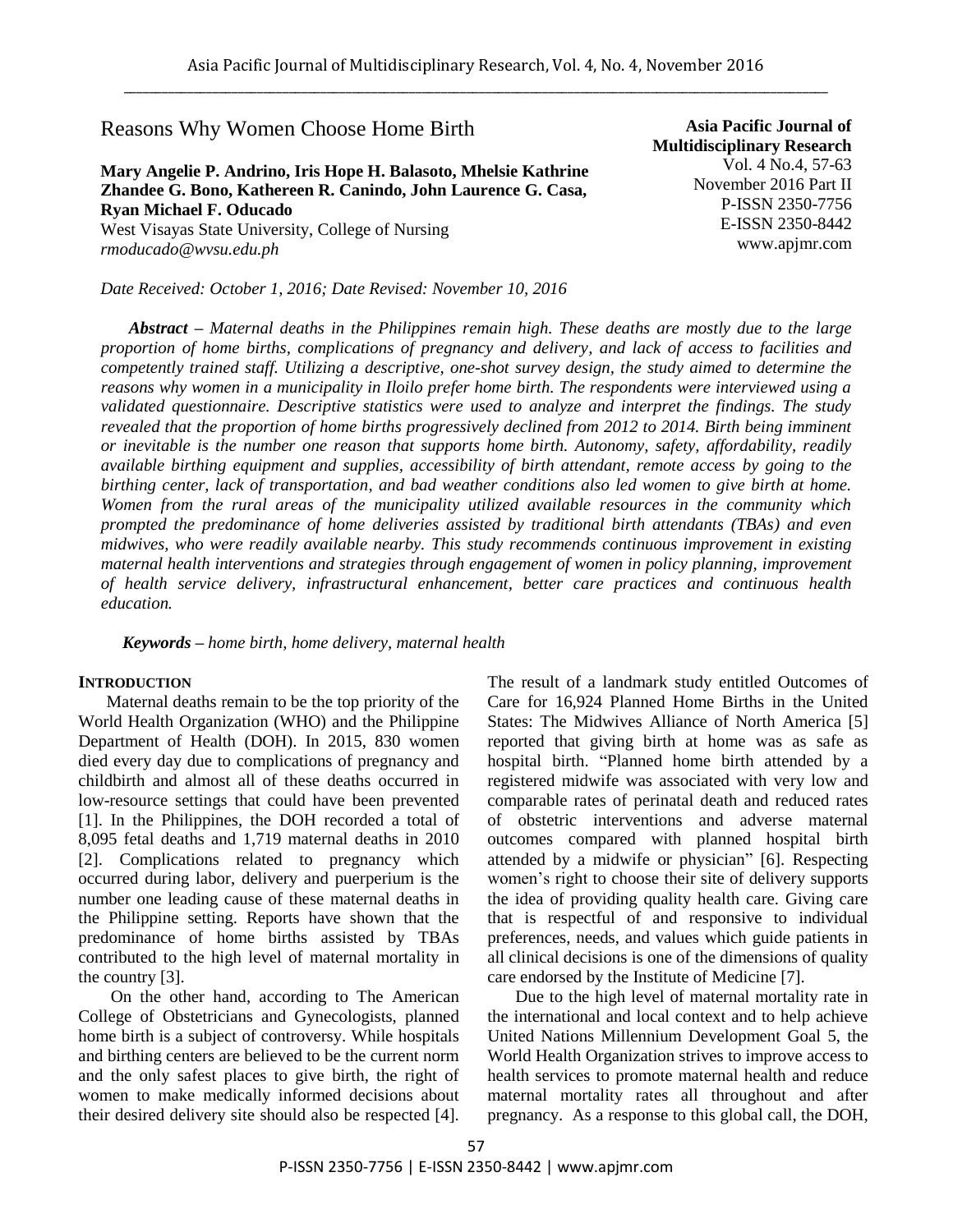# Reasons Why Women Choose Home Birth

**Mary Angelie P. Andrino, Iris Hope H. Balasoto, Mhelsie Kathrine Zhandee G. Bono, Kathereen R. Canindo, John Laurence G. Casa, Ryan Michael F. Oducado**
West Visayas State University, College of Nursing
*rmoducado@wvsu.edu.ph*

**Asia Pacific Journal of Multidisciplinary Research**
Vol. 4 No.4, 57-63
November 2016 Part II
P-ISSN 2350-7756
E-ISSN 2350-8442
www.apjmr.com

*Date Received: October 1, 2016; Date Revised: November 10, 2016*

***Abstract** – Maternal deaths in the Philippines remain high. These deaths are mostly due to the large proportion of home births, complications of pregnancy and delivery, and lack of access to facilities and competently trained staff. Utilizing a descriptive, one-shot survey design, the study aimed to determine the reasons why women in a municipality in Iloilo prefer home birth. The respondents were interviewed using a validated questionnaire. Descriptive statistics were used to analyze and interpret the findings. The study revealed that the proportion of home births progressively declined from 2012 to 2014. Birth being imminent or inevitable is the number one reason that supports home birth. Autonomy, safety, affordability, readily available birthing equipment and supplies, accessibility of birth attendant, remote access by going to the birthing center, lack of transportation, and bad weather conditions also led women to give birth at home. Women from the rural areas of the municipality utilized available resources in the community which prompted the predominance of home deliveries assisted by traditional birth attendants (TBAs) and even midwives, who were readily available nearby. This study recommends continuous improvement in existing maternal health interventions and strategies through engagement of women in policy planning, improvement of health service delivery, infrastructural enhancement, better care practices and continuous health education.*

***Keywords** – home birth, home delivery, maternal health*

## INTRODUCTION

Maternal deaths remain to be the top priority of the World Health Organization (WHO) and the Philippine Department of Health (DOH). In 2015, 830 women died every day due to complications of pregnancy and childbirth and almost all of these deaths occurred in low-resource settings that could have been prevented [1]. In the Philippines, the DOH recorded a total of 8,095 fetal deaths and 1,719 maternal deaths in 2010 [2]. Complications related to pregnancy which occurred during labor, delivery and puerperium is the number one leading cause of these maternal deaths in the Philippine setting. Reports have shown that the predominance of home births assisted by TBAs contributed to the high level of maternal mortality in the country [3].

On the other hand, according to The American College of Obstetricians and Gynecologists, planned home birth is a subject of controversy. While hospitals and birthing centers are believed to be the current norm and the only safest places to give birth, the right of women to make medically informed decisions about their desired delivery site should also be respected [4]. The result of a landmark study entitled Outcomes of Care for 16,924 Planned Home Births in the United States: The Midwives Alliance of North America [5] reported that giving birth at home was as safe as hospital birth. "Planned home birth attended by a registered midwife was associated with very low and comparable rates of perinatal death and reduced rates of obstetric interventions and adverse maternal outcomes compared with planned hospital birth attended by a midwife or physician" [6]. Respecting women's right to choose their site of delivery supports the idea of providing quality health care. Giving care that is respectful of and responsive to individual preferences, needs, and values which guide patients in all clinical decisions is one of the dimensions of quality care endorsed by the Institute of Medicine [7].

Due to the high level of maternal mortality rate in the international and local context and to help achieve United Nations Millennium Development Goal 5, the World Health Organization strives to improve access to health services to promote maternal health and reduce maternal mortality rates all throughout and after pregnancy. As a response to this global call, the DOH,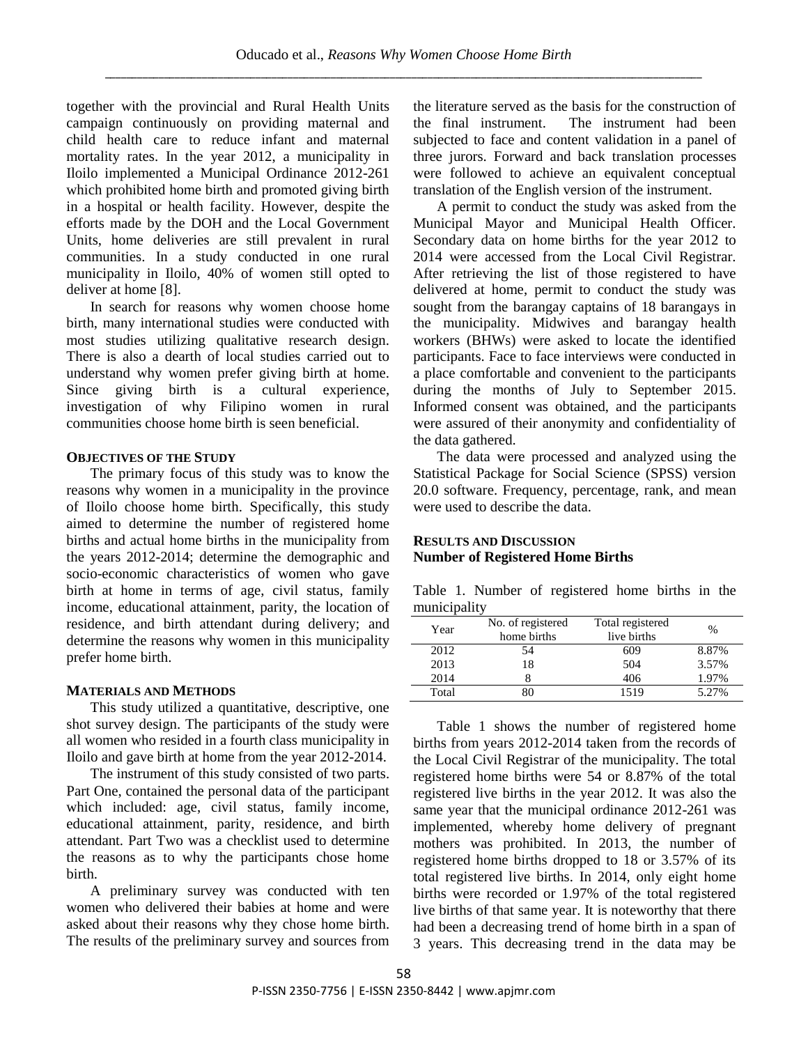together with the provincial and Rural Health Units campaign continuously on providing maternal and child health care to reduce infant and maternal mortality rates. In the year 2012, a municipality in Iloilo implemented a Municipal Ordinance 2012-261 which prohibited home birth and promoted giving birth in a hospital or health facility. However, despite the efforts made by the DOH and the Local Government Units, home deliveries are still prevalent in rural communities. In a study conducted in one rural municipality in Iloilo, 40% of women still opted to deliver at home [8].

In search for reasons why women choose home birth, many international studies were conducted with most studies utilizing qualitative research design. There is also a dearth of local studies carried out to understand why women prefer giving birth at home. Since giving birth is a cultural experience, investigation of why Filipino women in rural communities choose home birth is seen beneficial.

### OBJECTIVES OF THE STUDY

The primary focus of this study was to know the reasons why women in a municipality in the province of Iloilo choose home birth. Specifically, this study aimed to determine the number of registered home births and actual home births in the municipality from the years 2012-2014; determine the demographic and socio-economic characteristics of women who gave birth at home in terms of age, civil status, family income, educational attainment, parity, the location of residence, and birth attendant during delivery; and determine the reasons why women in this municipality prefer home birth.

### MATERIALS AND METHODS

This study utilized a quantitative, descriptive, one shot survey design. The participants of the study were all women who resided in a fourth class municipality in Iloilo and gave birth at home from the year 2012-2014.

The instrument of this study consisted of two parts. Part One, contained the personal data of the participant which included: age, civil status, family income, educational attainment, parity, residence, and birth attendant. Part Two was a checklist used to determine the reasons as to why the participants chose home birth.

A preliminary survey was conducted with ten women who delivered their babies at home and were asked about their reasons why they chose home birth. The results of the preliminary survey and sources from the literature served as the basis for the construction of the final instrument. The instrument had been subjected to face and content validation in a panel of three jurors. Forward and back translation processes were followed to achieve an equivalent conceptual translation of the English version of the instrument.

A permit to conduct the study was asked from the Municipal Mayor and Municipal Health Officer. Secondary data on home births for the year 2012 to 2014 were accessed from the Local Civil Registrar. After retrieving the list of those registered to have delivered at home, permit to conduct the study was sought from the barangay captains of 18 barangays in the municipality. Midwives and barangay health workers (BHWs) were asked to locate the identified participants. Face to face interviews were conducted in a place comfortable and convenient to the participants during the months of July to September 2015. Informed consent was obtained, and the participants were assured of their anonymity and confidentiality of the data gathered.

The data were processed and analyzed using the Statistical Package for Social Science (SPSS) version 20.0 software. Frequency, percentage, rank, and mean were used to describe the data.

### RESULTS AND DISCUSSION

#### Number of Registered Home Births

Table 1. Number of registered home births in the municipality

| Year | No. of registered home births | Total registered live births | % |
|---|---|---|---|
| 2012 | 54 | 609 | 8.87% |
| 2013 | 18 | 504 | 3.57% |
| 2014 | 8 | 406 | 1.97% |
| Total | 80 | 1519 | 5.27% |

Table 1 shows the number of registered home births from years 2012-2014 taken from the records of the Local Civil Registrar of the municipality. The total registered home births were 54 or 8.87% of the total registered live births in the year 2012. It was also the same year that the municipal ordinance 2012-261 was implemented, whereby home delivery of pregnant mothers was prohibited. In 2013, the number of registered home births dropped to 18 or 3.57% of its total registered live births. In 2014, only eight home births were recorded or 1.97% of the total registered live births of that same year. It is noteworthy that there had been a decreasing trend of home birth in a span of 3 years. This decreasing trend in the data may be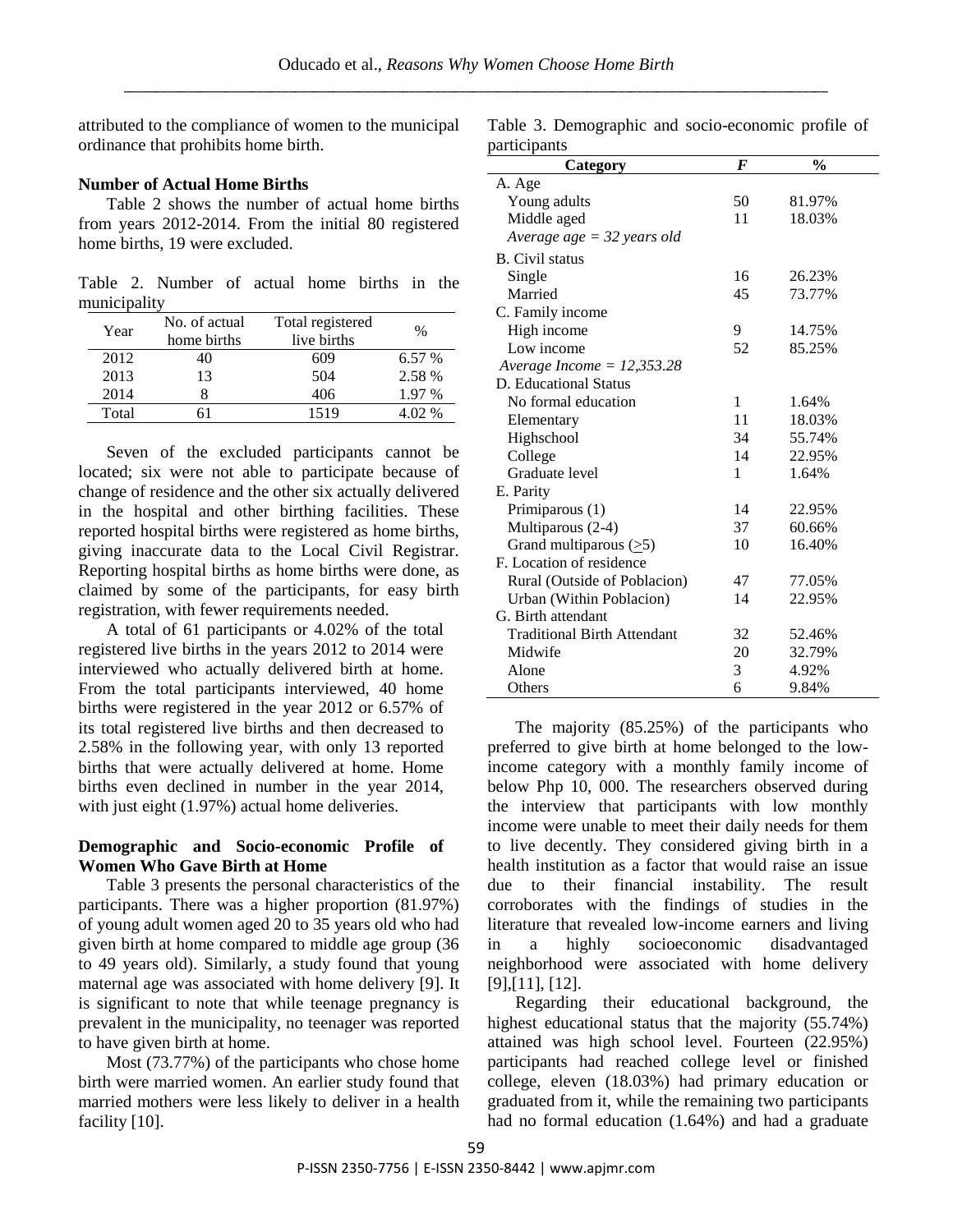attributed to the compliance of women to the municipal ordinance that prohibits home birth.

**Number of Actual Home Births**

Table 2 shows the number of actual home births from years 2012-2014. From the initial 80 registered home births, 19 were excluded.

Table 2. Number of actual home births in the municipality

| Year | No. of actual home births | Total registered live births | % |
|---|---|---|---|
| 2012 | 40 | 609 | 6.57 % |
| 2013 | 13 | 504 | 2.58 % |
| 2014 | 8 | 406 | 1.97 % |
| Total | 61 | 1519 | 4.02 % |

Seven of the excluded participants cannot be located; six were not able to participate because of change of residence and the other six actually delivered in the hospital and other birthing facilities. These reported hospital births were registered as home births, giving inaccurate data to the Local Civil Registrar. Reporting hospital births as home births were done, as claimed by some of the participants, for easy birth registration, with fewer requirements needed.

A total of 61 participants or 4.02% of the total registered live births in the years 2012 to 2014 were interviewed who actually delivered birth at home. From the total participants interviewed, 40 home births were registered in the year 2012 or 6.57% of its total registered live births and then decreased to 2.58% in the following year, with only 13 reported births that were actually delivered at home. Home births even declined in number in the year 2014, with just eight (1.97%) actual home deliveries.

**Demographic and Socio-economic Profile of Women Who Gave Birth at Home**

Table 3 presents the personal characteristics of the participants. There was a higher proportion (81.97%) of young adult women aged 20 to 35 years old who had given birth at home compared to middle age group (36 to 49 years old). Similarly, a study found that young maternal age was associated with home delivery [9]. It is significant to note that while teenage pregnancy is prevalent in the municipality, no teenager was reported to have given birth at home.

Most (73.77%) of the participants who chose home birth were married women. An earlier study found that married mothers were less likely to deliver in a health facility [10].

Table 3. Demographic and socio-economic profile of participants

| Category | *F* | % |
|---|---|---|
| A. Age | | |
| Young adults | 50 | 81.97% |
| Middle aged | 11 | 18.03% |
| *Average age = 32 years old* | | |
| B. Civil status | | |
| Single | 16 | 26.23% |
| Married | 45 | 73.77% |
| C. Family income | | |
| High income | 9 | 14.75% |
| Low income | 52 | 85.25% |
| *Average Income = 12,353.28* | | |
| D. Educational Status | | |
| No formal education | 1 | 1.64% |
| Elementary | 11 | 18.03% |
| Highschool | 34 | 55.74% |
| College | 14 | 22.95% |
| Graduate level | 1 | 1.64% |
| E. Parity | | |
| Primiparous (1) | 14 | 22.95% |
| Multiparous (2-4) | 37 | 60.66% |
| Grand multiparous ($\geq$5) | 10 | 16.40% |
| F. Location of residence | | |
| Rural (Outside of Poblacion) | 47 | 77.05% |
| Urban (Within Poblacion) | 14 | 22.95% |
| G. Birth attendant | | |
| Traditional Birth Attendant | 32 | 52.46% |
| Midwife | 20 | 32.79% |
| Alone | 3 | 4.92% |
| Others | 6 | 9.84% |

The majority (85.25%) of the participants who preferred to give birth at home belonged to the low-income category with a monthly family income of below Php 10, 000. The researchers observed during the interview that participants with low monthly income were unable to meet their daily needs for them to live decently. They considered giving birth in a health institution as a factor that would raise an issue due to their financial instability. The result corroborates with the findings of studies in the literature that revealed low-income earners and living in a highly socioeconomic disadvantaged neighborhood were associated with home delivery [9],[11], [12].

Regarding their educational background, the highest educational status that the majority (55.74%) attained was high school level. Fourteen (22.95%) participants had reached college level or finished college, eleven (18.03%) had primary education or graduated from it, while the remaining two participants had no formal education (1.64%) and had a graduate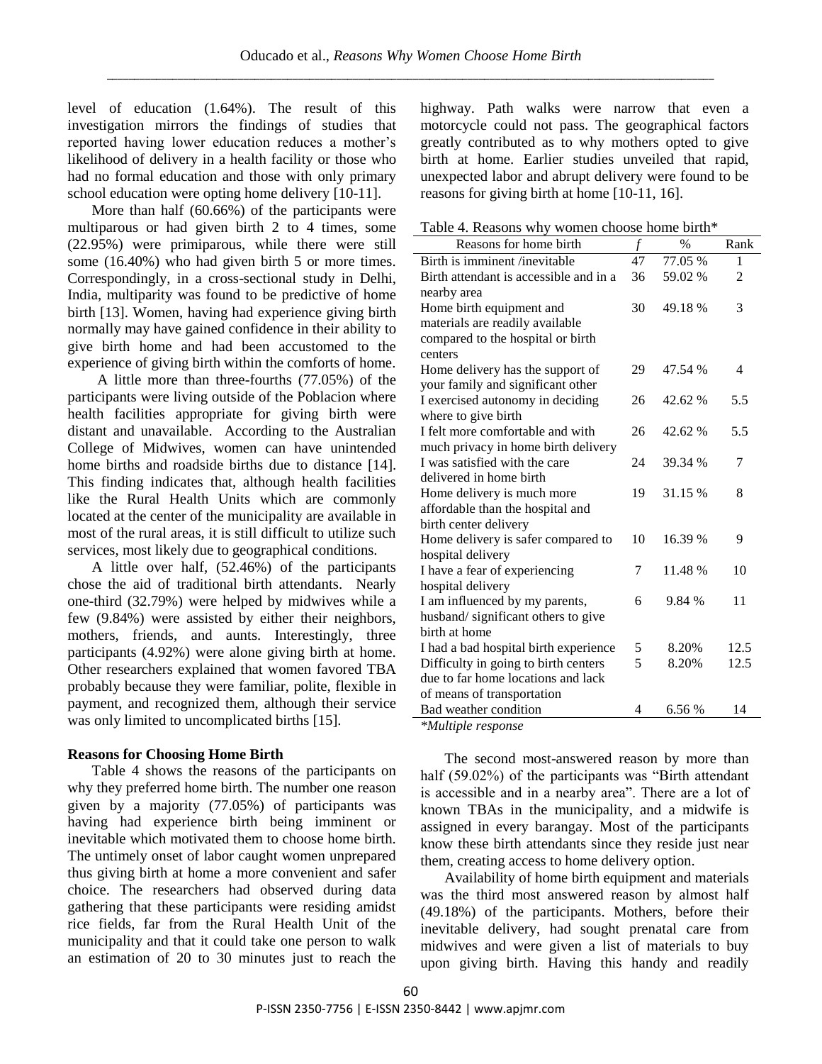level of education (1.64%). The result of this investigation mirrors the findings of studies that reported having lower education reduces a mother's likelihood of delivery in a health facility or those who had no formal education and those with only primary school education were opting home delivery [10-11].

More than half (60.66%) of the participants were multiparous or had given birth 2 to 4 times, some (22.95%) were primiparous, while there were still some (16.40%) who had given birth 5 or more times. Correspondingly, in a cross-sectional study in Delhi, India, multiparity was found to be predictive of home birth [13]. Women, having had experience giving birth normally may have gained confidence in their ability to give birth home and had been accustomed to the experience of giving birth within the comforts of home.

A little more than three-fourths (77.05%) of the participants were living outside of the Poblacion where health facilities appropriate for giving birth were distant and unavailable. According to the Australian College of Midwives, women can have unintended home births and roadside births due to distance [14]. This finding indicates that, although health facilities like the Rural Health Units which are commonly located at the center of the municipality are available in most of the rural areas, it is still difficult to utilize such services, most likely due to geographical conditions.

A little over half, (52.46%) of the participants chose the aid of traditional birth attendants. Nearly one-third (32.79%) were helped by midwives while a few (9.84%) were assisted by either their neighbors, mothers, friends, and aunts. Interestingly, three participants (4.92%) were alone giving birth at home. Other researchers explained that women favored TBA probably because they were familiar, polite, flexible in payment, and recognized them, although their service was only limited to uncomplicated births [15].

**Reasons for Choosing Home Birth**

Table 4 shows the reasons of the participants on why they preferred home birth. The number one reason given by a majority (77.05%) of participants was having had experience birth being imminent or inevitable which motivated them to choose home birth. The untimely onset of labor caught women unprepared thus giving birth at home a more convenient and safer choice. The researchers had observed during data gathering that these participants were residing amidst rice fields, far from the Rural Health Unit of the municipality and that it could take one person to walk an estimation of 20 to 30 minutes just to reach the highway. Path walks were narrow that even a motorcycle could not pass. The geographical factors greatly contributed as to why mothers opted to give birth at home. Earlier studies unveiled that rapid, unexpected labor and abrupt delivery were found to be reasons for giving birth at home [10-11, 16].

Table 4. Reasons why women choose home birth*

| Reasons for home birth | *f* | % | Rank |
|---|---|---|---|
| Birth is imminent /inevitable | 47 | 77.05 % | 1 |
| Birth attendant is accessible and in a nearby area | 36 | 59.02 % | 2 |
| Home birth equipment and materials are readily available compared to the hospital or birth centers | 30 | 49.18 % | 3 |
| Home delivery has the support of your family and significant other | 29 | 47.54 % | 4 |
| I exercised autonomy in deciding where to give birth | 26 | 42.62 % | 5.5 |
| I felt more comfortable and with much privacy in home birth delivery | 26 | 42.62 % | 5.5 |
| I was satisfied with the care delivered in home birth | 24 | 39.34 % | 7 |
| Home delivery is much more affordable than the hospital and birth center delivery | 19 | 31.15 % | 8 |
| Home delivery is safer compared to hospital delivery | 10 | 16.39 % | 9 |
| I have a fear of experiencing hospital delivery | 7 | 11.48 % | 10 |
| I am influenced by my parents, husband/ significant others to give birth at home | 6 | 9.84 % | 11 |
| I had a bad hospital birth experience | 5 | 8.20% | 12.5 |
| Difficulty in going to birth centers due to far home locations and lack of means of transportation | 5 | 8.20% | 12.5 |
| Bad weather condition | 4 | 6.56 % | 14 |

*\*Multiple response*

The second most-answered reason by more than half (59.02%) of the participants was "Birth attendant is accessible and in a nearby area". There are a lot of known TBAs in the municipality, and a midwife is assigned in every barangay. Most of the participants know these birth attendants since they reside just near them, creating access to home delivery option.

Availability of home birth equipment and materials was the third most answered reason by almost half (49.18%) of the participants. Mothers, before their inevitable delivery, had sought prenatal care from midwives and were given a list of materials to buy upon giving birth. Having this handy and readily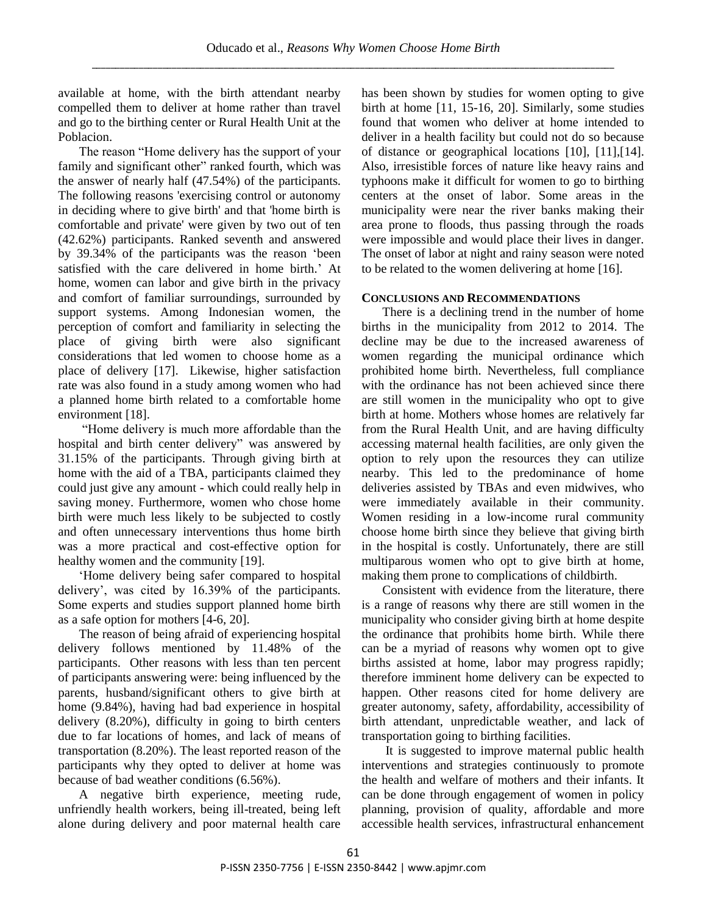available at home, with the birth attendant nearby compelled them to deliver at home rather than travel and go to the birthing center or Rural Health Unit at the Poblacion.

The reason "Home delivery has the support of your family and significant other" ranked fourth, which was the answer of nearly half (47.54%) of the participants. The following reasons 'exercising control or autonomy in deciding where to give birth' and that 'home birth is comfortable and private' were given by two out of ten (42.62%) participants. Ranked seventh and answered by 39.34% of the participants was the reason 'been satisfied with the care delivered in home birth.' At home, women can labor and give birth in the privacy and comfort of familiar surroundings, surrounded by support systems. Among Indonesian women, the perception of comfort and familiarity in selecting the place of giving birth were also significant considerations that led women to choose home as a place of delivery [17]. Likewise, higher satisfaction rate was also found in a study among women who had a planned home birth related to a comfortable home environment [18].

"Home delivery is much more affordable than the hospital and birth center delivery" was answered by 31.15% of the participants. Through giving birth at home with the aid of a TBA, participants claimed they could just give any amount - which could really help in saving money. Furthermore, women who chose home birth were much less likely to be subjected to costly and often unnecessary interventions thus home birth was a more practical and cost-effective option for healthy women and the community [19].

'Home delivery being safer compared to hospital delivery', was cited by 16.39% of the participants. Some experts and studies support planned home birth as a safe option for mothers [4-6, 20].

The reason of being afraid of experiencing hospital delivery follows mentioned by 11.48% of the participants. Other reasons with less than ten percent of participants answering were: being influenced by the parents, husband/significant others to give birth at home (9.84%), having had bad experience in hospital delivery (8.20%), difficulty in going to birth centers due to far locations of homes, and lack of means of transportation (8.20%). The least reported reason of the participants why they opted to deliver at home was because of bad weather conditions (6.56%).

A negative birth experience, meeting rude, unfriendly health workers, being ill-treated, being left alone during delivery and poor maternal health care has been shown by studies for women opting to give birth at home [11, 15-16, 20]. Similarly, some studies found that women who deliver at home intended to deliver in a health facility but could not do so because of distance or geographical locations [10], [11],[14]. Also, irresistible forces of nature like heavy rains and typhoons make it difficult for women to go to birthing centers at the onset of labor. Some areas in the municipality were near the river banks making their area prone to floods, thus passing through the roads were impossible and would place their lives in danger. The onset of labor at night and rainy season were noted to be related to the women delivering at home [16].

## CONCLUSIONS AND RECOMMENDATIONS

There is a declining trend in the number of home births in the municipality from 2012 to 2014. The decline may be due to the increased awareness of women regarding the municipal ordinance which prohibited home birth. Nevertheless, full compliance with the ordinance has not been achieved since there are still women in the municipality who opt to give birth at home. Mothers whose homes are relatively far from the Rural Health Unit, and are having difficulty accessing maternal health facilities, are only given the option to rely upon the resources they can utilize nearby. This led to the predominance of home deliveries assisted by TBAs and even midwives, who were immediately available in their community. Women residing in a low-income rural community choose home birth since they believe that giving birth in the hospital is costly. Unfortunately, there are still multiparous women who opt to give birth at home, making them prone to complications of childbirth.

Consistent with evidence from the literature, there is a range of reasons why there are still women in the municipality who consider giving birth at home despite the ordinance that prohibits home birth. While there can be a myriad of reasons why women opt to give births assisted at home, labor may progress rapidly; therefore imminent home delivery can be expected to happen. Other reasons cited for home delivery are greater autonomy, safety, affordability, accessibility of birth attendant, unpredictable weather, and lack of transportation going to birthing facilities.

It is suggested to improve maternal public health interventions and strategies continuously to promote the health and welfare of mothers and their infants. It can be done through engagement of women in policy planning, provision of quality, affordable and more accessible health services, infrastructural enhancement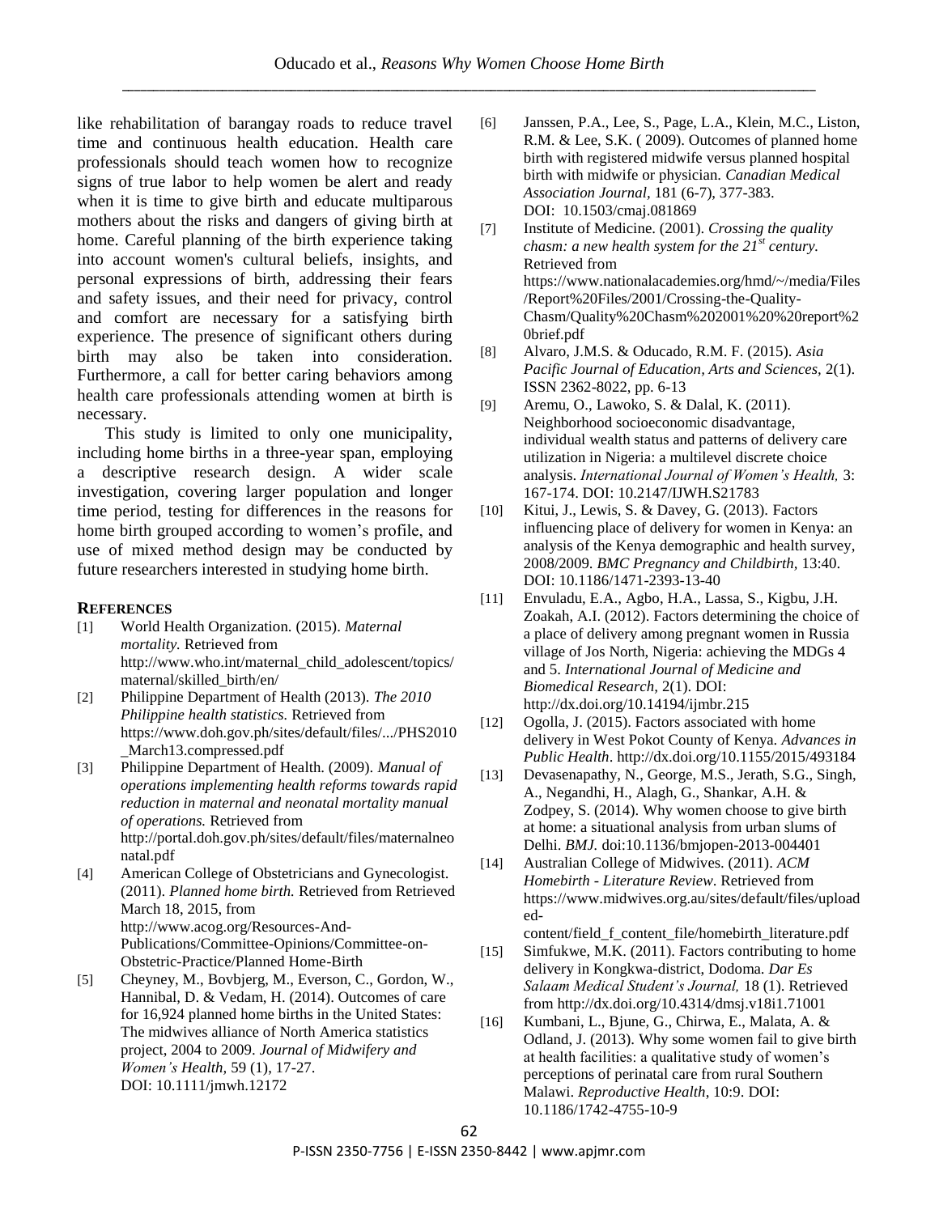like rehabilitation of barangay roads to reduce travel time and continuous health education. Health care professionals should teach women how to recognize signs of true labor to help women be alert and ready when it is time to give birth and educate multiparous mothers about the risks and dangers of giving birth at home. Careful planning of the birth experience taking into account women's cultural beliefs, insights, and personal expressions of birth, addressing their fears and safety issues, and their need for privacy, control and comfort are necessary for a satisfying birth experience. The presence of significant others during birth may also be taken into consideration. Furthermore, a call for better caring behaviors among health care professionals attending women at birth is necessary.

This study is limited to only one municipality, including home births in a three-year span, employing a descriptive research design. A wider scale investigation, covering larger population and longer time period, testing for differences in the reasons for home birth grouped according to women's profile, and use of mixed method design may be conducted by future researchers interested in studying home birth.

## REFERENCES

[1] World Health Organization. (2015). *Maternal mortality.* Retrieved from http://www.who.int/maternal_child_adolescent/topics/maternal/skilled_birth/en/

[2] Philippine Department of Health (2013). *The 2010 Philippine health statistics.* Retrieved from https://www.doh.gov.ph/sites/default/files/.../PHS2010_March13.compressed.pdf

[3] Philippine Department of Health. (2009). *Manual of operations implementing health reforms towards rapid reduction in maternal and neonatal mortality manual of operations.* Retrieved from http://portal.doh.gov.ph/sites/default/files/maternalneonatal.pdf

[4] American College of Obstetricians and Gynecologist. (2011). *Planned home birth.* Retrieved from Retrieved March 18, 2015, from http://www.acog.org/Resources-And-Publications/Committee-Opinions/Committee-on-Obstetric-Practice/Planned Home-Birth

[5] Cheyney, M., Bovbjerg, M., Everson, C., Gordon, W., Hannibal, D. & Vedam, H. (2014). Outcomes of care for 16,924 planned home births in the United States: The midwives alliance of North America statistics project, 2004 to 2009. *Journal of Midwifery and Women's Health,* 59 (1), 17-27. DOI: 10.1111/jmwh.12172

[6] Janssen, P.A., Lee, S., Page, L.A., Klein, M.C., Liston, R.M. & Lee, S.K. ( 2009). Outcomes of planned home birth with registered midwife versus planned hospital birth with midwife or physician. *Canadian Medical Association Journal*, 181 (6-7), 377-383. DOI: 10.1503/cmaj.081869

[7] Institute of Medicine. (2001). *Crossing the quality chasm: a new health system for the 21st century.* Retrieved from https://www.nationalacademies.org/hmd/~/media/Files/Report%20Files/2001/Crossing-the-Quality-Chasm/Quality%20Chasm%202001%20%20report%20brief.pdf

[8] Alvaro, J.M.S. & Oducado, R.M. F. (2015). *Asia Pacific Journal of Education, Arts and Sciences*, 2(1). ISSN 2362-8022, pp. 6-13

[9] Aremu, O., Lawoko, S. & Dalal, K. (2011). Neighborhood socioeconomic disadvantage, individual wealth status and patterns of delivery care utilization in Nigeria: a multilevel discrete choice analysis. *International Journal of Women's Health,* 3: 167-174. DOI: 10.2147/IJWH.S21783

[10] Kitui, J., Lewis, S. & Davey, G. (2013). Factors influencing place of delivery for women in Kenya: an analysis of the Kenya demographic and health survey, 2008/2009. *BMC Pregnancy and Childbirth,* 13:40. DOI: 10.1186/1471-2393-13-40

[11] Envuladu, E.A., Agbo, H.A., Lassa, S., Kigbu, J.H. Zoakah, A.I. (2012). Factors determining the choice of a place of delivery among pregnant women in Russia village of Jos North, Nigeria: achieving the MDGs 4 and 5. *International Journal of Medicine and Biomedical Research,* 2(1). DOI: http://dx.doi.org/10.14194/ijmbr.215

[12] Ogolla, J. (2015). Factors associated with home delivery in West Pokot County of Kenya. *Advances in Public Health*. http://dx.doi.org/10.1155/2015/493184

[13] Devasenapathy, N., George, M.S., Jerath, S.G., Singh, A., Negandhi, H., Alagh, G., Shankar, A.H. & Zodpey, S. (2014). Why women choose to give birth at home: a situational analysis from urban slums of Delhi. *BMJ.* doi:10.1136/bmjopen-2013-004401

[14] Australian College of Midwives. (2011). *ACM Homebirth - Literature Review*. Retrieved from https://www.midwives.org.au/sites/default/files/uploaded-content/field_f_content_file/homebirth_literature.pdf

[15] Simfukwe, M.K. (2011). Factors contributing to home delivery in Kongkwa-district, Dodoma. *Dar Es Salaam Medical Student's Journal,* 18 (1). Retrieved from http://dx.doi.org/10.4314/dmsj.v18i1.71001

[16] Kumbani, L., Bjune, G., Chirwa, E., Malata, A. & Odland, J. (2013). Why some women fail to give birth at health facilities: a qualitative study of women's perceptions of perinatal care from rural Southern Malawi. *Reproductive Health*, 10:9. DOI: 10.1186/1742-4755-10-9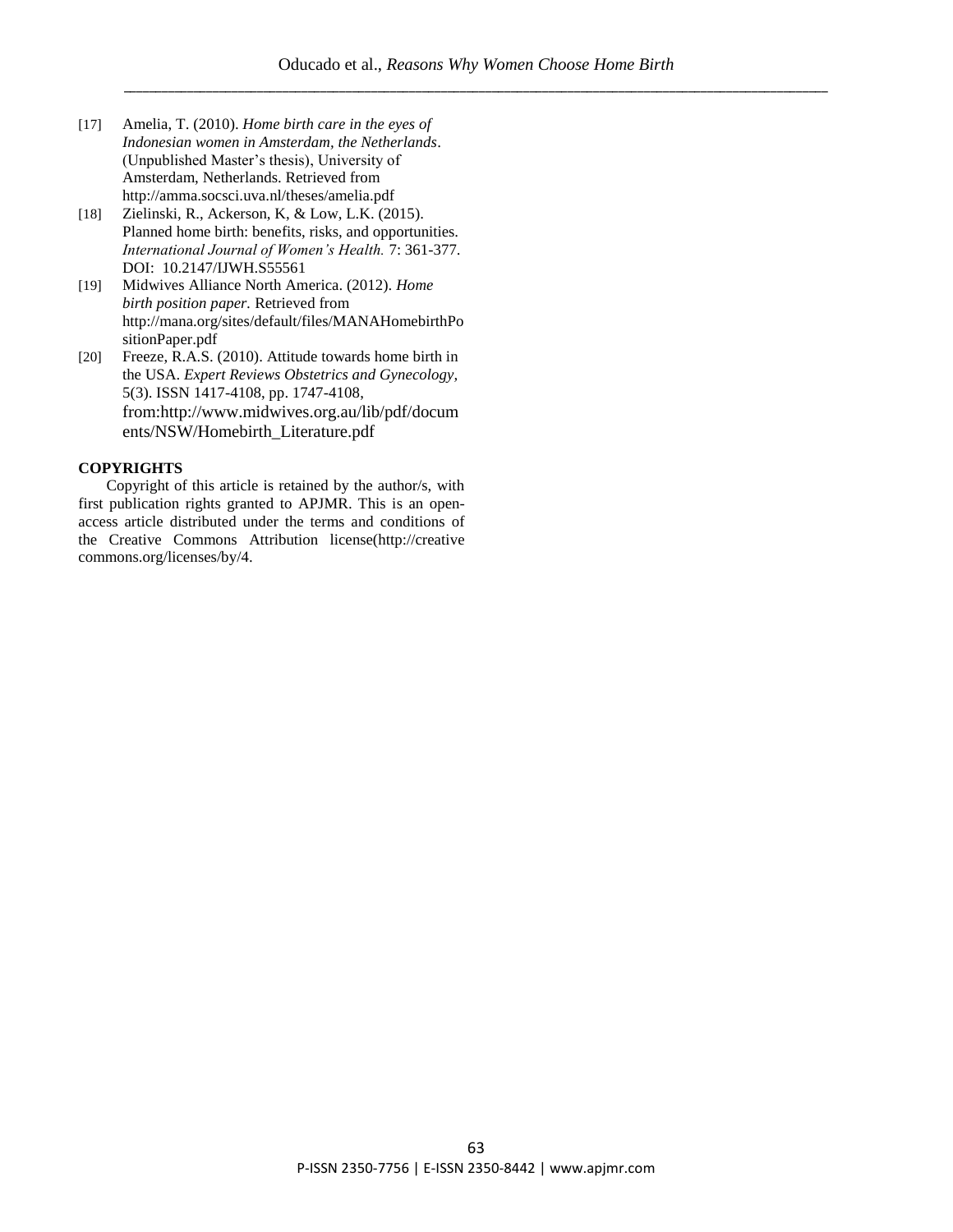[17] Amelia, T. (2010). *Home birth care in the eyes of Indonesian women in Amsterdam, the Netherlands*. (Unpublished Master's thesis), University of Amsterdam, Netherlands. Retrieved from http://amma.socsci.uva.nl/theses/amelia.pdf

[18] Zielinski, R., Ackerson, K, & Low, L.K. (2015). Planned home birth: benefits, risks, and opportunities. *International Journal of Women's Health.* 7: 361-377. DOI: 10.2147/IJWH.S55561

[19] Midwives Alliance North America. (2012). *Home birth position paper.* Retrieved from http://mana.org/sites/default/files/MANAHomebirthPositionPaper.pdf

[20] Freeze, R.A.S. (2010). Attitude towards home birth in the USA. *Expert Reviews Obstetrics and Gynecology,* 5(3). ISSN 1417-4108, pp. 1747-4108, from:http://www.midwives.org.au/lib/pdf/documents/NSW/Homebirth_Literature.pdf

**COPYRIGHTS**

Copyright of this article is retained by the author/s, with first publication rights granted to APJMR. This is an open-access article distributed under the terms and conditions of the Creative Commons Attribution license(http://creative commons.org/licenses/by/4.